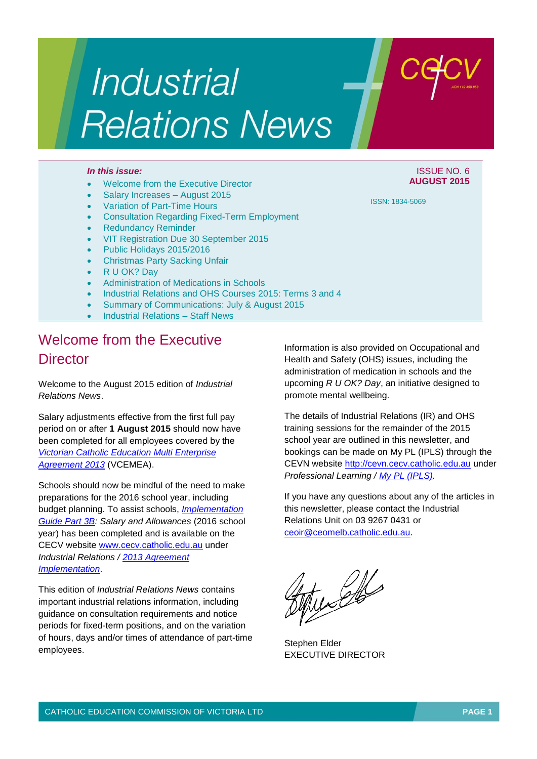# Industrial Relations News

**In this issue:**

- Welcome from the Executive Director
- Salary Increases – August 2015
- Variation of Part-Time Hours
- Consultation Regarding Fixed-Term Employment
- Redundancy Reminder
- VIT Registration Due 30 September 2015
- Public Holidays 2015/2016
- Christmas Party Sacking Unfair
- R U OK? Day
- Administration of Medications in Schools
- Industrial Relations and OHS Courses 2015: Terms 3 and 4
- Summary of Communications: July & August 2015
- Industrial Relations – Staff News

ISSUE NO. 6
**AUGUST 2015**

ISSN: 1834-5069

## Welcome from the Executive Director

Welcome to the August 2015 edition of *Industrial Relations News*.

Salary adjustments effective from the first full pay period on or after **1 August 2015** should now have been completed for all employees covered by the *Victorian Catholic Education Multi Enterprise Agreement 2013* (VCEMEA).

Schools should now be mindful of the need to make preparations for the 2016 school year, including budget planning. To assist schools, *Implementation Guide Part 3B: Salary and Allowances* (2016 school year) has been completed and is available on the CECV website www.cecv.catholic.edu.au under *Industrial Relations / 2013 Agreement Implementation*.

This edition of *Industrial Relations News* contains important industrial relations information, including guidance on consultation requirements and notice periods for fixed-term positions, and on the variation of hours, days and/or times of attendance of part-time employees.

Information is also provided on Occupational and Health and Safety (OHS) issues, including the administration of medication in schools and the upcoming *R U OK? Day*, an initiative designed to promote mental wellbeing.

The details of Industrial Relations (IR) and OHS training sessions for the remainder of the 2015 school year are outlined in this newsletter, and bookings can be made on My PL (IPLS) through the CEVN website http://cevn.cecv.catholic.edu.au under *Professional Learning / My PL (IPLS)*.

If you have any questions about any of the articles in this newsletter, please contact the Industrial Relations Unit on 03 9267 0431 or ceoir@ceomelb.catholic.edu.au.

Stephen Elder
EXECUTIVE DIRECTOR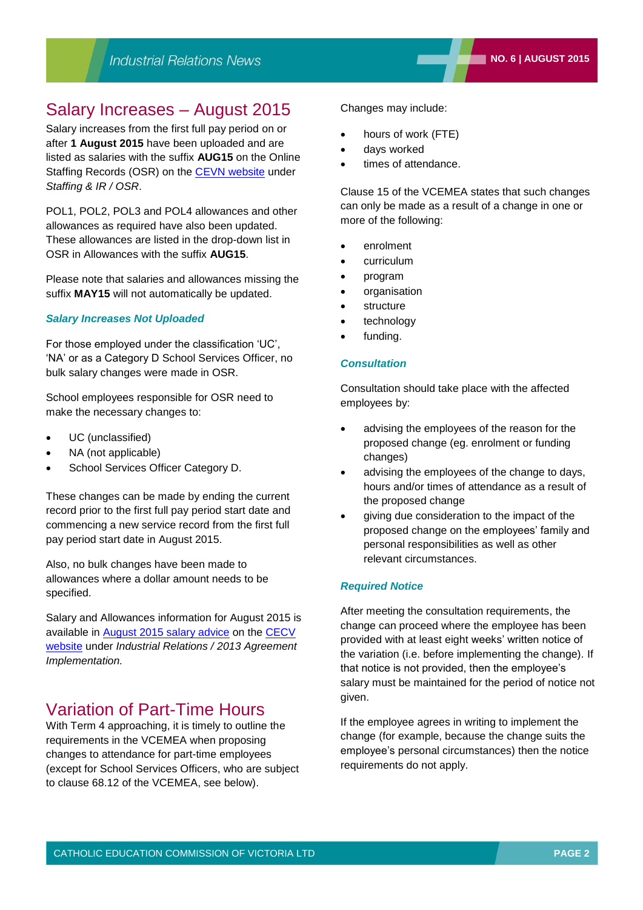## Salary Increases – August 2015

Salary increases from the first full pay period on or after **1 August 2015** have been uploaded and are listed as salaries with the suffix **AUG15** on the Online Staffing Records (OSR) on the CEVN website under *Staffing & IR / OSR*.

POL1, POL2, POL3 and POL4 allowances and other allowances as required have also been updated. These allowances are listed in the drop-down list in OSR in Allowances with the suffix **AUG15**.

Please note that salaries and allowances missing the suffix **MAY15** will not automatically be updated.

### *Salary Increases Not Uploaded*

For those employed under the classification 'UC', 'NA' or as a Category D School Services Officer, no bulk salary changes were made in OSR.

School employees responsible for OSR need to make the necessary changes to:

- UC (unclassified)
- NA (not applicable)
- School Services Officer Category D.

These changes can be made by ending the current record prior to the first full pay period start date and commencing a new service record from the first full pay period start date in August 2015.

Also, no bulk changes have been made to allowances where a dollar amount needs to be specified.

Salary and Allowances information for August 2015 is available in August 2015 salary advice on the CECV website under *Industrial Relations / 2013 Agreement Implementation.*

## Variation of Part-Time Hours

With Term 4 approaching, it is timely to outline the requirements in the VCEMEA when proposing changes to attendance for part-time employees (except for School Services Officers, who are subject to clause 68.12 of the VCEMEA, see below).

Changes may include:

- hours of work (FTE)
- days worked
- times of attendance.

Clause 15 of the VCEMEA states that such changes can only be made as a result of a change in one or more of the following:

- enrolment
- curriculum
- program
- organisation
- structure
- technology
- funding.

### *Consultation*

Consultation should take place with the affected employees by:

- advising the employees of the reason for the proposed change (eg. enrolment or funding changes)
- advising the employees of the change to days, hours and/or times of attendance as a result of the proposed change
- giving due consideration to the impact of the proposed change on the employees' family and personal responsibilities as well as other relevant circumstances.

### *Required Notice*

After meeting the consultation requirements, the change can proceed where the employee has been provided with at least eight weeks' written notice of the variation (i.e. before implementing the change). If that notice is not provided, then the employee's salary must be maintained for the period of notice not given.

If the employee agrees in writing to implement the change (for example, because the change suits the employee's personal circumstances) then the notice requirements do not apply.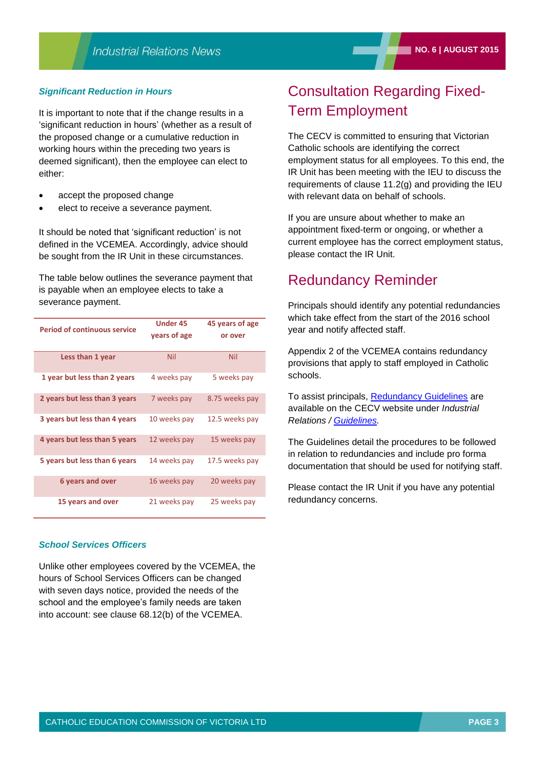### *Significant Reduction in Hours*

It is important to note that if the change results in a 'significant reduction in hours' (whether as a result of the proposed change or a cumulative reduction in working hours within the preceding two years is deemed significant), then the employee can elect to either:

- accept the proposed change
- elect to receive a severance payment.

It should be noted that 'significant reduction' is not defined in the VCEMEA. Accordingly, advice should be sought from the IR Unit in these circumstances.

The table below outlines the severance payment that is payable when an employee elects to take a severance payment.

| Period of continuous service | Under 45 years of age | 45 years of age or over |
|---|---|---|
| Less than 1 year | Nil | Nil |
| 1 year but less than 2 years | 4 weeks pay | 5 weeks pay |
| 2 years but less than 3 years | 7 weeks pay | 8.75 weeks pay |
| 3 years but less than 4 years | 10 weeks pay | 12.5 weeks pay |
| 4 years but less than 5 years | 12 weeks pay | 15 weeks pay |
| 5 years but less than 6 years | 14 weeks pay | 17.5 weeks pay |
| 6 years and over | 16 weeks pay | 20 weeks pay |
| 15 years and over | 21 weeks pay | 25 weeks pay |

### *School Services Officers*

Unlike other employees covered by the VCEMEA, the hours of School Services Officers can be changed with seven days notice, provided the needs of the school and the employee's family needs are taken into account: see clause 68.12(b) of the VCEMEA.

## Consultation Regarding Fixed-Term Employment

The CECV is committed to ensuring that Victorian Catholic schools are identifying the correct employment status for all employees. To this end, the IR Unit has been meeting with the IEU to discuss the requirements of clause 11.2(g) and providing the IEU with relevant data on behalf of schools.

If you are unsure about whether to make an appointment fixed-term or ongoing, or whether a current employee has the correct employment status, please contact the IR Unit.

## Redundancy Reminder

Principals should identify any potential redundancies which take effect from the start of the 2016 school year and notify affected staff.

Appendix 2 of the VCEMEA contains redundancy provisions that apply to staff employed in Catholic schools.

To assist principals, Redundancy Guidelines are available on the CECV website under *Industrial Relations / Guidelines*.

The Guidelines detail the procedures to be followed in relation to redundancies and include pro forma documentation that should be used for notifying staff.

Please contact the IR Unit if you have any potential redundancy concerns.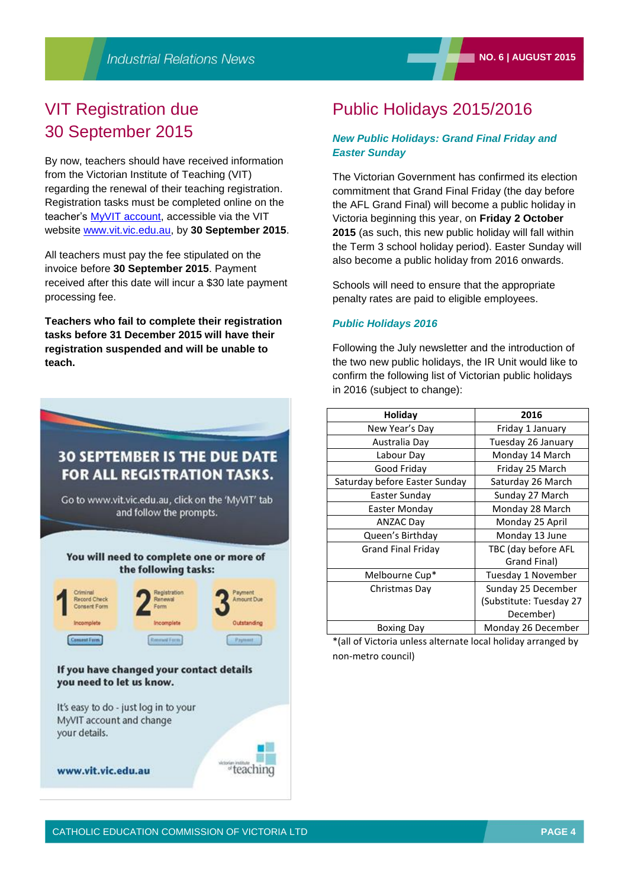## VIT Registration due 30 September 2015

By now, teachers should have received information from the Victorian Institute of Teaching (VIT) regarding the renewal of their teaching registration. Registration tasks must be completed online on the teacher's MyVIT account, accessible via the VIT website www.vit.vic.edu.au, by **30 September 2015**.

All teachers must pay the fee stipulated on the invoice before **30 September 2015**. Payment received after this date will incur a $30 late payment processing fee.

**Teachers who fail to complete their registration tasks before 31 December 2015 will have their registration suspended and will be unable to teach.**

**30 SEPTEMBER IS THE DUE DATE FOR ALL REGISTRATION TASKS.**

Go to www.vit.vic.edu.au, click on the 'MyVIT' tab and follow the prompts.

**You will need to complete one or more of the following tasks:**

1. Criminal Record Check Consent Form – Incomplete – Consent Form
2. Registration Renewal Form – Incomplete – Renewal Form
3. Payment Amount Due – Outstanding – Payment

**If you have changed your contact details you need to let us know.**

It's easy to do - just log in to your MyVIT account and change your details.

**www.vit.vic.edu.au**

victorian institute of teaching

## Public Holidays 2015/2016

### *New Public Holidays: Grand Final Friday and Easter Sunday*

The Victorian Government has confirmed its election commitment that Grand Final Friday (the day before the AFL Grand Final) will become a public holiday in Victoria beginning this year, on **Friday 2 October 2015** (as such, this new public holiday will fall within the Term 3 school holiday period). Easter Sunday will also become a public holiday from 2016 onwards.

Schools will need to ensure that the appropriate penalty rates are paid to eligible employees.

### *Public Holidays 2016*

Following the July newsletter and the introduction of the two new public holidays, the IR Unit would like to confirm the following list of Victorian public holidays in 2016 (subject to change):

| Holiday | 2016 |
|---|---|
| New Year's Day | Friday 1 January |
| Australia Day | Tuesday 26 January |
| Labour Day | Monday 14 March |
| Good Friday | Friday 25 March |
| Saturday before Easter Sunday | Saturday 26 March |
| Easter Sunday | Sunday 27 March |
| Easter Monday | Monday 28 March |
| ANZAC Day | Monday 25 April |
| Queen's Birthday | Monday 13 June |
| Grand Final Friday | TBC (day before AFL Grand Final) |
| Melbourne Cup* | Tuesday 1 November |
| Christmas Day | Sunday 25 December (Substitute: Tuesday 27 December) |
| Boxing Day | Monday 26 December |

*(all of Victoria unless alternate local holiday arranged by non-metro council)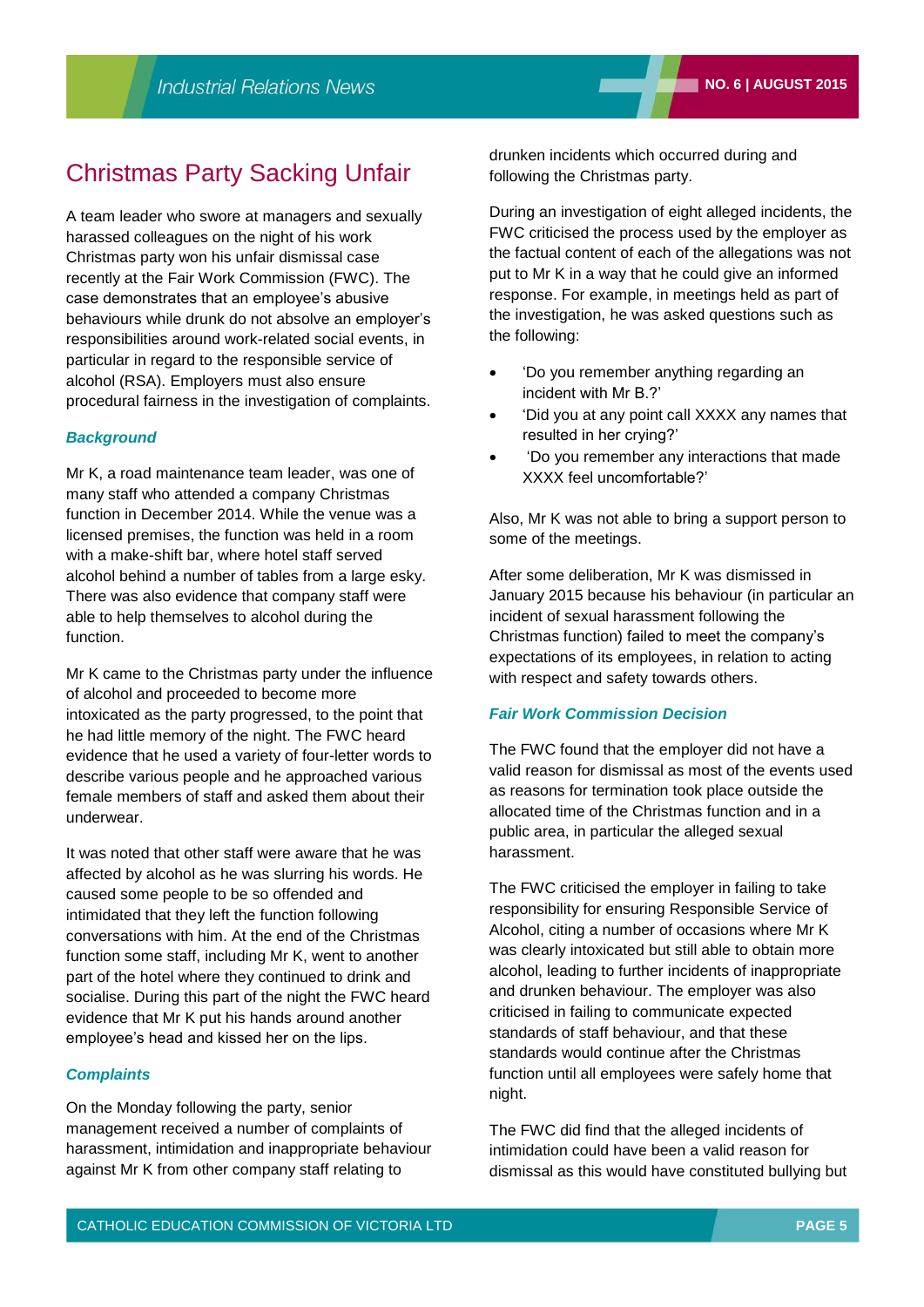# Christmas Party Sacking Unfair

A team leader who swore at managers and sexually harassed colleagues on the night of his work Christmas party won his unfair dismissal case recently at the Fair Work Commission (FWC). The case demonstrates that an employee's abusive behaviours while drunk do not absolve an employer's responsibilities around work-related social events, in particular in regard to the responsible service of alcohol (RSA). Employers must also ensure procedural fairness in the investigation of complaints.

### *Background*

Mr K, a road maintenance team leader, was one of many staff who attended a company Christmas function in December 2014. While the venue was a licensed premises, the function was held in a room with a make-shift bar, where hotel staff served alcohol behind a number of tables from a large esky. There was also evidence that company staff were able to help themselves to alcohol during the function.

Mr K came to the Christmas party under the influence of alcohol and proceeded to become more intoxicated as the party progressed, to the point that he had little memory of the night. The FWC heard evidence that he used a variety of four-letter words to describe various people and he approached various female members of staff and asked them about their underwear.

It was noted that other staff were aware that he was affected by alcohol as he was slurring his words. He caused some people to be so offended and intimidated that they left the function following conversations with him. At the end of the Christmas function some staff, including Mr K, went to another part of the hotel where they continued to drink and socialise. During this part of the night the FWC heard evidence that Mr K put his hands around another employee's head and kissed her on the lips.

### *Complaints*

On the Monday following the party, senior management received a number of complaints of harassment, intimidation and inappropriate behaviour against Mr K from other company staff relating to drunken incidents which occurred during and following the Christmas party.

During an investigation of eight alleged incidents, the FWC criticised the process used by the employer as the factual content of each of the allegations was not put to Mr K in a way that he could give an informed response. For example, in meetings held as part of the investigation, he was asked questions such as the following:

- 'Do you remember anything regarding an incident with Mr B.?'
- 'Did you at any point call XXXX any names that resulted in her crying?'
- 'Do you remember any interactions that made XXXX feel uncomfortable?'

Also, Mr K was not able to bring a support person to some of the meetings.

After some deliberation, Mr K was dismissed in January 2015 because his behaviour (in particular an incident of sexual harassment following the Christmas function) failed to meet the company's expectations of its employees, in relation to acting with respect and safety towards others.

### *Fair Work Commission Decision*

The FWC found that the employer did not have a valid reason for dismissal as most of the events used as reasons for termination took place outside the allocated time of the Christmas function and in a public area, in particular the alleged sexual harassment.

The FWC criticised the employer in failing to take responsibility for ensuring Responsible Service of Alcohol, citing a number of occasions where Mr K was clearly intoxicated but still able to obtain more alcohol, leading to further incidents of inappropriate and drunken behaviour. The employer was also criticised in failing to communicate expected standards of staff behaviour, and that these standards would continue after the Christmas function until all employees were safely home that night.

The FWC did find that the alleged incidents of intimidation could have been a valid reason for dismissal as this would have constituted bullying but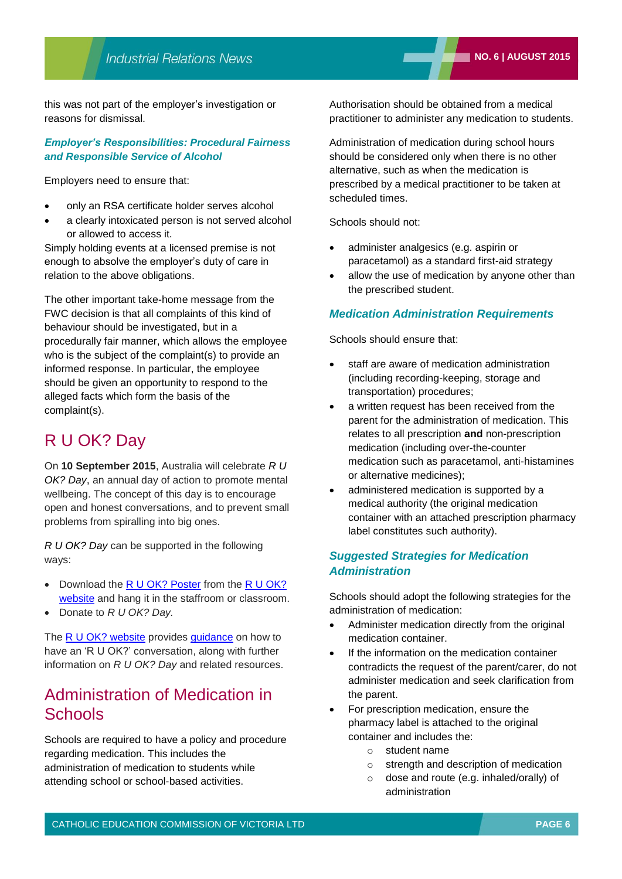this was not part of the employer's investigation or reasons for dismissal.

### *Employer's Responsibilities: Procedural Fairness and Responsible Service of Alcohol*

Employers need to ensure that:

- only an RSA certificate holder serves alcohol
- a clearly intoxicated person is not served alcohol or allowed to access it.

Simply holding events at a licensed premise is not enough to absolve the employer's duty of care in relation to the above obligations.

The other important take-home message from the FWC decision is that all complaints of this kind of behaviour should be investigated, but in a procedurally fair manner, which allows the employee who is the subject of the complaint(s) to provide an informed response. In particular, the employee should be given an opportunity to respond to the alleged facts which form the basis of the complaint(s).

## R U OK? Day

On **10 September 2015**, Australia will celebrate *R U OK? Day*, an annual day of action to promote mental wellbeing. The concept of this day is to encourage open and honest conversations, and to prevent small problems from spiralling into big ones.

*R U OK? Day* can be supported in the following ways:

- Download the R U OK? Poster from the R U OK? website and hang it in the staffroom or classroom.
- Donate to *R U OK? Day.*

The R U OK? website provides guidance on how to have an 'R U OK?' conversation, along with further information on *R U OK? Day* and related resources.

## Administration of Medication in Schools

Schools are required to have a policy and procedure regarding medication. This includes the administration of medication to students while attending school or school-based activities.

Authorisation should be obtained from a medical practitioner to administer any medication to students.

Administration of medication during school hours should be considered only when there is no other alternative, such as when the medication is prescribed by a medical practitioner to be taken at scheduled times.

Schools should not:

- administer analgesics (e.g. aspirin or paracetamol) as a standard first-aid strategy
- allow the use of medication by anyone other than the prescribed student.

### *Medication Administration Requirements*

Schools should ensure that:

- staff are aware of medication administration (including recording-keeping, storage and transportation) procedures;
- a written request has been received from the parent for the administration of medication. This relates to all prescription **and** non-prescription medication (including over-the-counter medication such as paracetamol, anti-histamines or alternative medicines);
- administered medication is supported by a medical authority (the original medication container with an attached prescription pharmacy label constitutes such authority).

### *Suggested Strategies for Medication Administration*

Schools should adopt the following strategies for the administration of medication:

- Administer medication directly from the original medication container.
- If the information on the medication container contradicts the request of the parent/carer, do not administer medication and seek clarification from the parent.
- For prescription medication, ensure the pharmacy label is attached to the original container and includes the:
  - student name
  - strength and description of medication
  - dose and route (e.g. inhaled/orally) of administration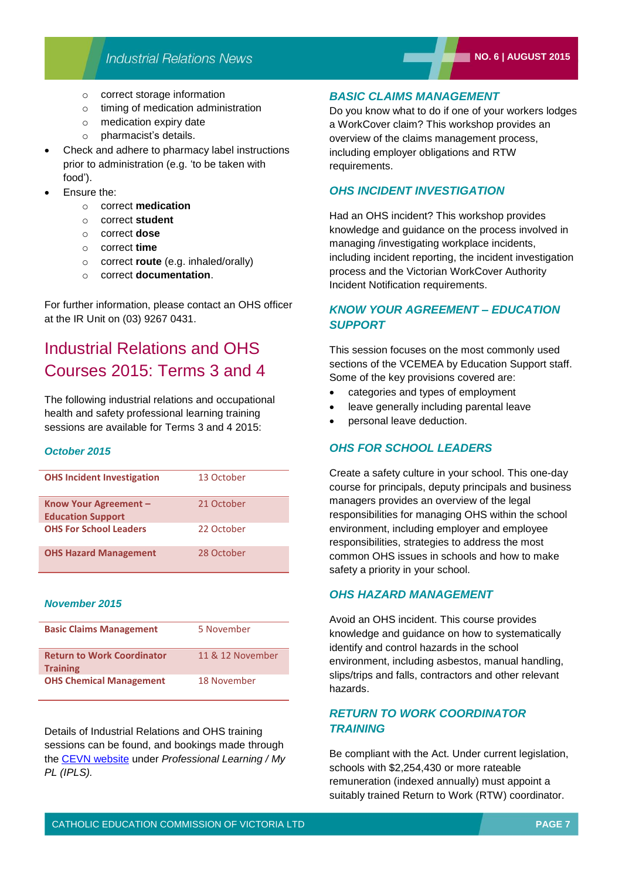- correct storage information
- timing of medication administration
- medication expiry date
- pharmacist's details.

- Check and adhere to pharmacy label instructions prior to administration (e.g. 'to be taken with food').
- Ensure the:
  - correct **medication**
  - correct **student**
  - correct **dose**
  - correct **time**
  - correct **route** (e.g. inhaled/orally)
  - correct **documentation**.

For further information, please contact an OHS officer at the IR Unit on (03) 9267 0431.

## Industrial Relations and OHS Courses 2015: Terms 3 and 4

The following industrial relations and occupational health and safety professional learning training sessions are available for Terms 3 and 4 2015:

### *October 2015*

| | |
|---|---|
| **OHS Incident Investigation** | 13 October |
| **Know Your Agreement – Education Support** | 21 October |
| **OHS For School Leaders** | 22 October |
| **OHS Hazard Management** | 28 October |

### *November 2015*

| | |
|---|---|
| **Basic Claims Management** | 5 November |
| **Return to Work Coordinator Training** | 11 & 12 November |
| **OHS Chemical Management** | 18 November |

Details of Industrial Relations and OHS training sessions can be found, and bookings made through the CEVN website under *Professional Learning / My PL (IPLS).*

### *BASIC CLAIMS MANAGEMENT*

Do you know what to do if one of your workers lodges a WorkCover claim? This workshop provides an overview of the claims management process, including employer obligations and RTW requirements.

### *OHS INCIDENT INVESTIGATION*

Had an OHS incident? This workshop provides knowledge and guidance on the process involved in managing /investigating workplace incidents, including incident reporting, the incident investigation process and the Victorian WorkCover Authority Incident Notification requirements.

### *KNOW YOUR AGREEMENT – EDUCATION SUPPORT*

This session focuses on the most commonly used sections of the VCEMEA by Education Support staff. Some of the key provisions covered are:

- categories and types of employment
- leave generally including parental leave
- personal leave deduction.

### *OHS FOR SCHOOL LEADERS*

Create a safety culture in your school. This one-day course for principals, deputy principals and business managers provides an overview of the legal responsibilities for managing OHS within the school environment, including employer and employee responsibilities, strategies to address the most common OHS issues in schools and how to make safety a priority in your school.

### *OHS HAZARD MANAGEMENT*

Avoid an OHS incident. This course provides knowledge and guidance on how to systematically identify and control hazards in the school environment, including asbestos, manual handling, slips/trips and falls, contractors and other relevant hazards.

### *RETURN TO WORK COORDINATOR TRAINING*

Be compliant with the Act. Under current legislation, schools with $2,254,430 or more rateable remuneration (indexed annually) must appoint a suitably trained Return to Work (RTW) coordinator.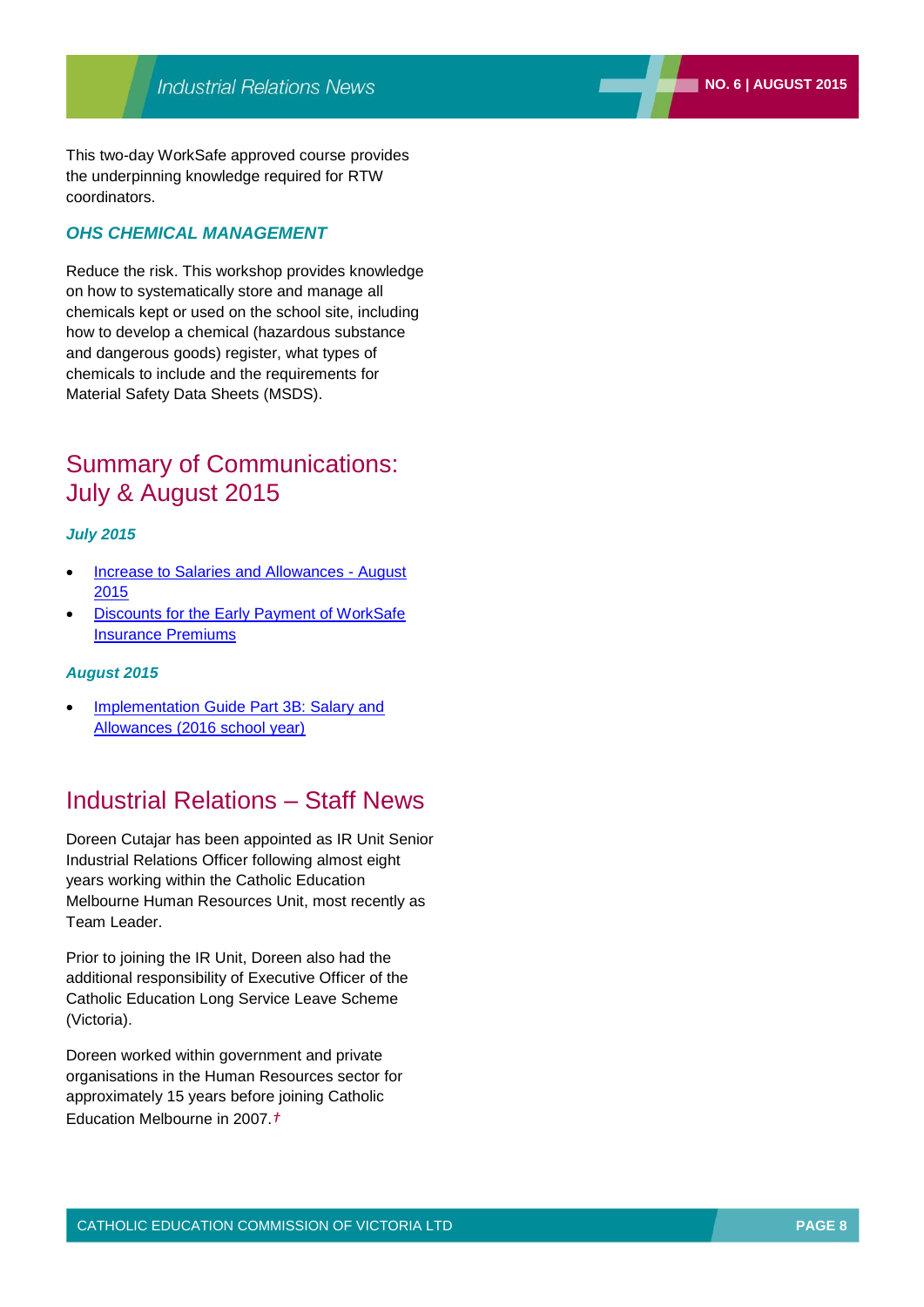This two-day WorkSafe approved course provides the underpinning knowledge required for RTW coordinators.

### *OHS CHEMICAL MANAGEMENT*

Reduce the risk. This workshop provides knowledge on how to systematically store and manage all chemicals kept or used on the school site, including how to develop a chemical (hazardous substance and dangerous goods) register, what types of chemicals to include and the requirements for Material Safety Data Sheets (MSDS).

## Summary of Communications: July & August 2015

### *July 2015*

- Increase to Salaries and Allowances - August 2015
- Discounts for the Early Payment of WorkSafe Insurance Premiums

### *August 2015*

- Implementation Guide Part 3B: Salary and Allowances (2016 school year)

## Industrial Relations – Staff News

Doreen Cutajar has been appointed as IR Unit Senior Industrial Relations Officer following almost eight years working within the Catholic Education Melbourne Human Resources Unit, most recently as Team Leader.

Prior to joining the IR Unit, Doreen also had the additional responsibility of Executive Officer of the Catholic Education Long Service Leave Scheme (Victoria).

Doreen worked within government and private organisations in the Human Resources sector for approximately 15 years before joining Catholic Education Melbourne in 2007.†